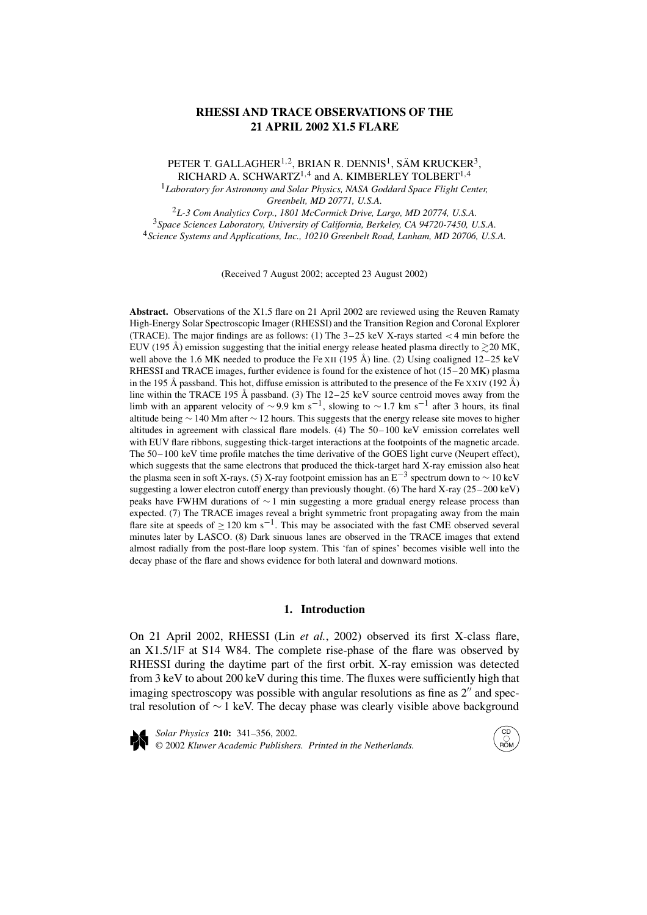# RHESSI AND TRACE OBSERVATIONS OF THE 21 APRIL 2002 X1.5 FLARE

PETER T. GALLAGHER[1,2], BRIAN R. DENNIS[1], SÄM KRUCKER[3], RICHARD A. SCHWARTZ[1,4] and A. KIMBERLEY TOLBERT[1,4]

[1] *Laboratory for Astronomy and Solar Physics, NASA Goddard Space Flight Center, Greenbelt, MD 20771, U.S.A.*

[2] *L-3 Com Analytics Corp., 1801 McCormick Drive, Largo, MD 20774, U.S.A.*

[3] *Space Sciences Laboratory, University of California, Berkeley, CA 94720-7450, U.S.A.*

[4] *Science Systems and Applications, Inc., 10210 Greenbelt Road, Lanham, MD 20706, U.S.A.*

(Received 7 August 2002; accepted 23 August 2002)

**Abstract.** Observations of the X1.5 flare on 21 April 2002 are reviewed using the Reuven Ramaty High-Energy Solar Spectroscopic Imager (RHESSI) and the Transition Region and Coronal Explorer (TRACE). The major findings are as follows: (1) The 3–25 keV X-rays started $< 4$ min before the EUV (195 Å) emission suggesting that the initial energy release heated plasma directly to $\gtrsim$20 MK, well above the 1.6 MK needed to produce the Fe XII (195 Å) line. (2) Using coaligned 12–25 keV RHESSI and TRACE images, further evidence is found for the existence of hot (15–20 MK) plasma in the 195 Å passband. This hot, diffuse emission is attributed to the presence of the Fe XXIV (192 Å) line within the TRACE 195 Å passband. (3) The 12–25 keV source centroid moves away from the limb with an apparent velocity of $\sim$9.9 km s$^{-1}$, slowing to $\sim$1.7 km s$^{-1}$ after 3 hours, its final altitude being $\sim$140 Mm after $\sim$12 hours. This suggests that the energy release site moves to higher altitudes in agreement with classical flare models. (4) The 50–100 keV emission correlates well with EUV flare ribbons, suggesting thick-target interactions at the footpoints of the magnetic arcade. The 50–100 keV time profile matches the time derivative of the GOES light curve (Neupert effect), which suggests that the same electrons that produced the thick-target hard X-ray emission also heat the plasma seen in soft X-rays. (5) X-ray footpoint emission has an $E^{-3}$ spectrum down to $\sim$10 keV suggesting a lower electron cutoff energy than previously thought. (6) The hard X-ray (25–200 keV) peaks have FWHM durations of $\sim$1 min suggesting a more gradual energy release process than expected. (7) The TRACE images reveal a bright symmetric front propagating away from the main flare site at speeds of $\geq$120 km s$^{-1}$. This may be associated with the fast CME observed several minutes later by LASCO. (8) Dark sinuous lanes are observed in the TRACE images that extend almost radially from the post-flare loop system. This 'fan of spines' becomes visible well into the decay phase of the flare and shows evidence for both lateral and downward motions.

## 1. Introduction

On 21 April 2002, RHESSI (Lin *et al.*, 2002) observed its first X-class flare, an X1.5/1F at S14 W84. The complete rise-phase of the flare was observed by RHESSI during the daytime part of the first orbit. X-ray emission was detected from 3 keV to about 200 keV during this time. The fluxes were sufficiently high that imaging spectroscopy was possible with angular resolutions as fine as 2″ and spectral resolution of $\sim$1 keV. The decay phase was clearly visible above background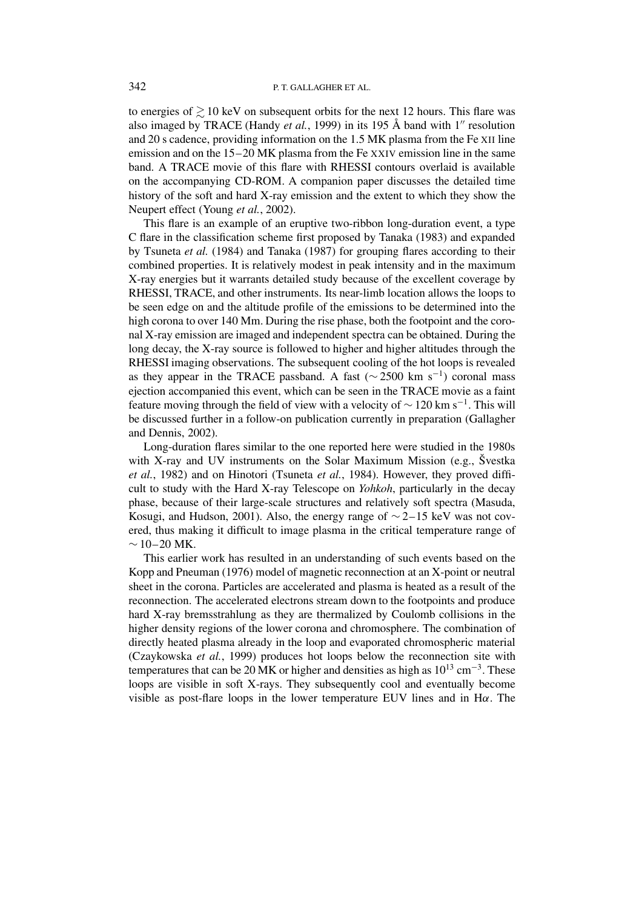to energies of $\gtrsim 10$ keV on subsequent orbits for the next 12 hours. This flare was also imaged by TRACE (Handy *et al.*, 1999) in its 195 Å band with $1''$ resolution and 20 s cadence, providing information on the 1.5 MK plasma from the Fe XII line emission and on the 15–20 MK plasma from the Fe XXIV emission line in the same band. A TRACE movie of this flare with RHESSI contours overlaid is available on the accompanying CD-ROM. A companion paper discusses the detailed time history of the soft and hard X-ray emission and the extent to which they show the Neupert effect (Young *et al.*, 2002).

This flare is an example of an eruptive two-ribbon long-duration event, a type C flare in the classification scheme first proposed by Tanaka (1983) and expanded by Tsuneta *et al.* (1984) and Tanaka (1987) for grouping flares according to their combined properties. It is relatively modest in peak intensity and in the maximum X-ray energies but it warrants detailed study because of the excellent coverage by RHESSI, TRACE, and other instruments. Its near-limb location allows the loops to be seen edge on and the altitude profile of the emissions to be determined into the high corona to over 140 Mm. During the rise phase, both the footpoint and the coronal X-ray emission are imaged and independent spectra can be obtained. During the long decay, the X-ray source is followed to higher and higher altitudes through the RHESSI imaging observations. The subsequent cooling of the hot loops is revealed as they appear in the TRACE passband. A fast ($\sim 2500$ km s$^{-1}$) coronal mass ejection accompanied this event, which can be seen in the TRACE movie as a faint feature moving through the field of view with a velocity of $\sim 120$ km s$^{-1}$. This will be discussed further in a follow-on publication currently in preparation (Gallagher and Dennis, 2002).

Long-duration flares similar to the one reported here were studied in the 1980s with X-ray and UV instruments on the Solar Maximum Mission (e.g., Švestka *et al.*, 1982) and on Hinotori (Tsuneta *et al.*, 1984). However, they proved difficult to study with the Hard X-ray Telescope on *Yohkoh*, particularly in the decay phase, because of their large-scale structures and relatively soft spectra (Masuda, Kosugi, and Hudson, 2001). Also, the energy range of $\sim 2$–15 keV was not covered, thus making it difficult to image plasma in the critical temperature range of $\sim 10$–20 MK.

This earlier work has resulted in an understanding of such events based on the Kopp and Pneuman (1976) model of magnetic reconnection at an X-point or neutral sheet in the corona. Particles are accelerated and plasma is heated as a result of the reconnection. The accelerated electrons stream down to the footpoints and produce hard X-ray bremsstrahlung as they are thermalized by Coulomb collisions in the higher density regions of the lower corona and chromosphere. The combination of directly heated plasma already in the loop and evaporated chromospheric material (Czaykowska *et al.*, 1999) produces hot loops below the reconnection site with temperatures that can be 20 MK or higher and densities as high as $10^{13}$ cm$^{-3}$. These loops are visible in soft X-rays. They subsequently cool and eventually become visible as post-flare loops in the lower temperature EUV lines and in H$\alpha$. The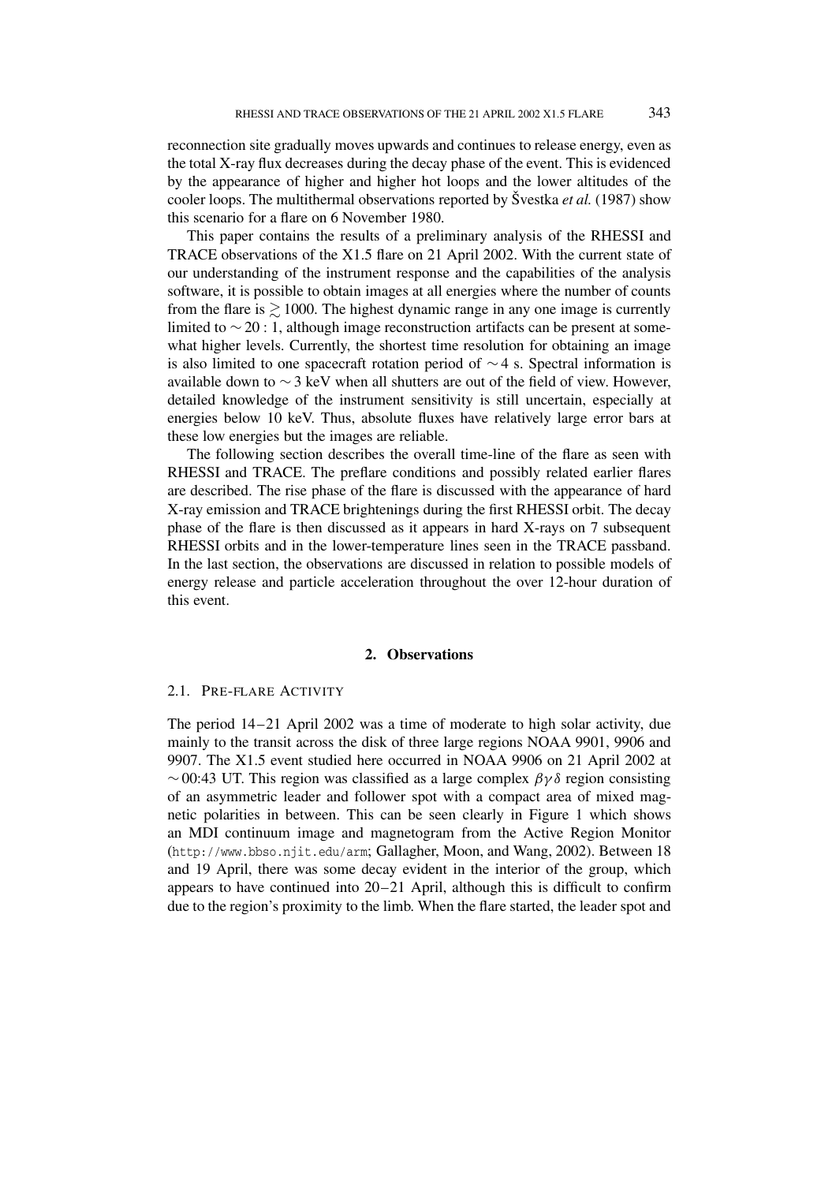reconnection site gradually moves upwards and continues to release energy, even as the total X-ray flux decreases during the decay phase of the event. This is evidenced by the appearance of higher and higher hot loops and the lower altitudes of the cooler loops. The multithermal observations reported by Švestka *et al.* (1987) show this scenario for a flare on 6 November 1980.

This paper contains the results of a preliminary analysis of the RHESSI and TRACE observations of the X1.5 flare on 21 April 2002. With the current state of our understanding of the instrument response and the capabilities of the analysis software, it is possible to obtain images at all energies where the number of counts from the flare is $\gtrsim 1000$. The highest dynamic range in any one image is currently limited to $\sim 20:1$, although image reconstruction artifacts can be present at somewhat higher levels. Currently, the shortest time resolution for obtaining an image is also limited to one spacecraft rotation period of $\sim 4$ s. Spectral information is available down to $\sim 3$ keV when all shutters are out of the field of view. However, detailed knowledge of the instrument sensitivity is still uncertain, especially at energies below 10 keV. Thus, absolute fluxes have relatively large error bars at these low energies but the images are reliable.

The following section describes the overall time-line of the flare as seen with RHESSI and TRACE. The preflare conditions and possibly related earlier flares are described. The rise phase of the flare is discussed with the appearance of hard X-ray emission and TRACE brightenings during the first RHESSI orbit. The decay phase of the flare is then discussed as it appears in hard X-rays on 7 subsequent RHESSI orbits and in the lower-temperature lines seen in the TRACE passband. In the last section, the observations are discussed in relation to possible models of energy release and particle acceleration throughout the over 12-hour duration of this event.

## 2. Observations

### 2.1. Pre-flare Activity

The period 14–21 April 2002 was a time of moderate to high solar activity, due mainly to the transit across the disk of three large regions NOAA 9901, 9906 and 9907. The X1.5 event studied here occurred in NOAA 9906 on 21 April 2002 at $\sim$00:43 UT. This region was classified as a large complex $\beta\gamma\delta$ region consisting of an asymmetric leader and follower spot with a compact area of mixed magnetic polarities in between. This can be seen clearly in Figure 1 which shows an MDI continuum image and magnetogram from the Active Region Monitor (http://www.bbso.njit.edu/arm; Gallagher, Moon, and Wang, 2002). Between 18 and 19 April, there was some decay evident in the interior of the group, which appears to have continued into 20–21 April, although this is difficult to confirm due to the region's proximity to the limb. When the flare started, the leader spot and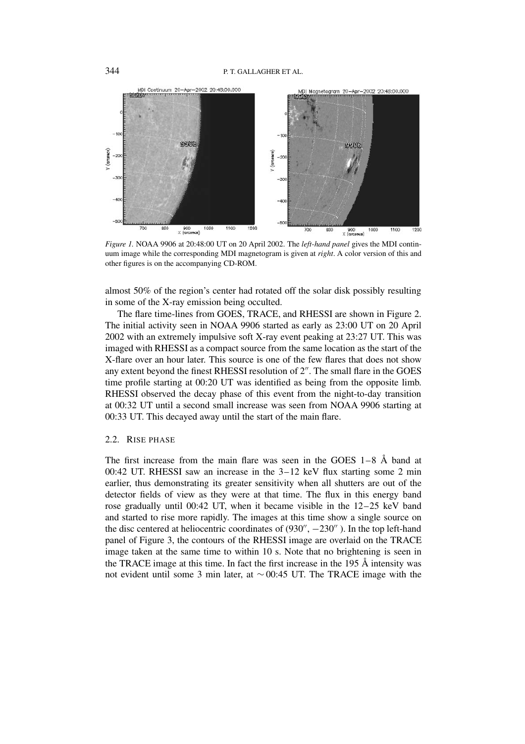*Figure 1.* NOAA 9906 at 20:48:00 UT on 20 April 2002. The *left-hand panel* gives the MDI continuum image while the corresponding MDI magnetogram is given at *right*. A color version of this and other figures is on the accompanying CD-ROM.

almost 50% of the region's center had rotated off the solar disk possibly resulting in some of the X-ray emission being occulted.

The flare time-lines from GOES, TRACE, and RHESSI are shown in Figure 2. The initial activity seen in NOAA 9906 started as early as 23:00 UT on 20 April 2002 with an extremely impulsive soft X-ray event peaking at 23:27 UT. This was imaged with RHESSI as a compact source from the same location as the start of the X-flare over an hour later. This source is one of the few flares that does not show any extent beyond the finest RHESSI resolution of 2″. The small flare in the GOES time profile starting at 00:20 UT was identified as being from the opposite limb. RHESSI observed the decay phase of this event from the night-to-day transition at 00:32 UT until a second small increase was seen from NOAA 9906 starting at 00:33 UT. This decayed away until the start of the main flare.

## 2.2. Rise Phase

The first increase from the main flare was seen in the GOES 1–8 Å band at 00:42 UT. RHESSI saw an increase in the 3–12 keV flux starting some 2 min earlier, thus demonstrating its greater sensitivity when all shutters are out of the detector fields of view as they were at that time. The flux in this energy band rose gradually until 00:42 UT, when it became visible in the 12–25 keV band and started to rise more rapidly. The images at this time show a single source on the disc centered at heliocentric coordinates of (930″, −230″ ). In the top left-hand panel of Figure 3, the contours of the RHESSI image are overlaid on the TRACE image taken at the same time to within 10 s. Note that no brightening is seen in the TRACE image at this time. In fact the first increase in the 195 Å intensity was not evident until some 3 min later, at $\sim$00:45 UT. The TRACE image with the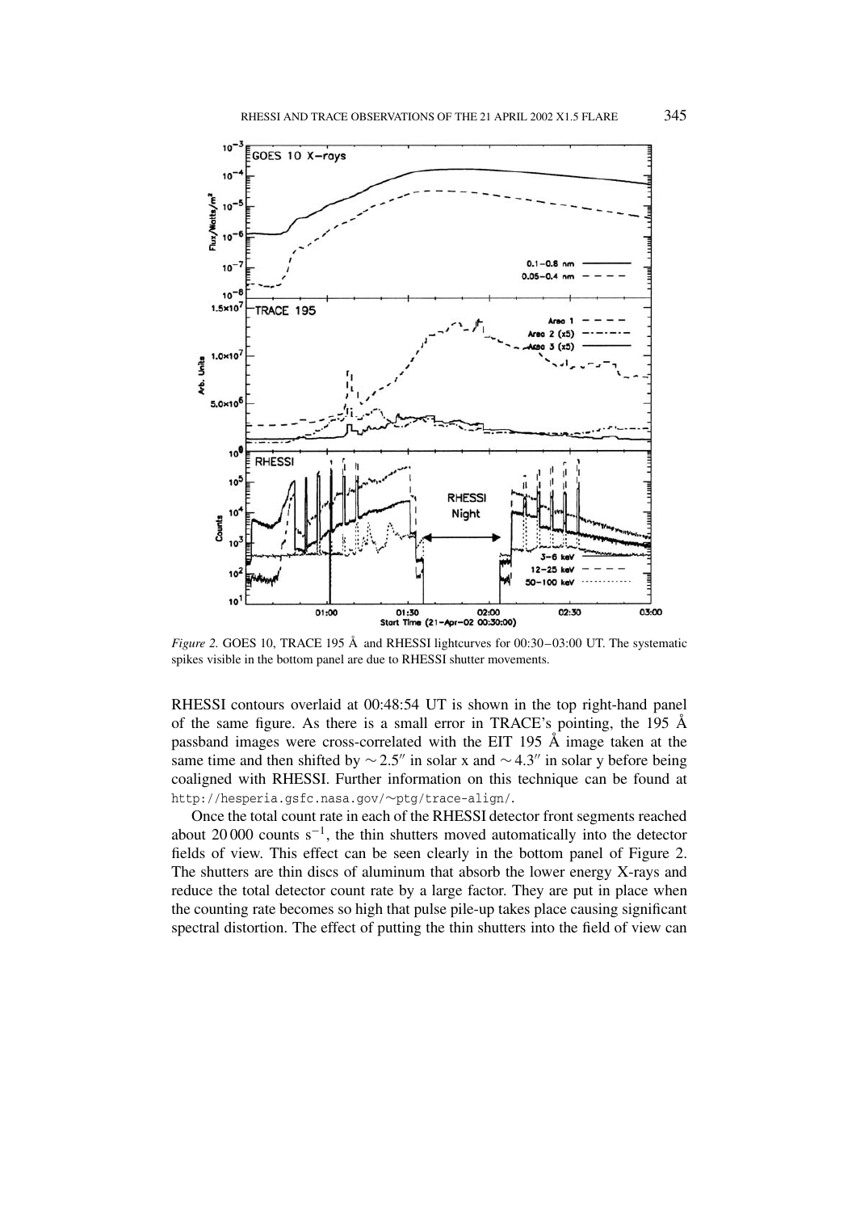*Figure 2.* GOES 10, TRACE 195 Å and RHESSI lightcurves for 00:30–03:00 UT. The systematic spikes visible in the bottom panel are due to RHESSI shutter movements.

RHESSI contours overlaid at 00:48:54 UT is shown in the top right-hand panel of the same figure. As there is a small error in TRACE's pointing, the 195 Å passband images were cross-correlated with the EIT 195 Å image taken at the same time and then shifted by $\sim 2.5''$ in solar x and $\sim 4.3''$ in solar y before being coaligned with RHESSI. Further information on this technique can be found at http://hesperia.gsfc.nasa.gov/~ptg/trace-align/.

Once the total count rate in each of the RHESSI detector front segments reached about 20 000 counts $s^{-1}$, the thin shutters moved automatically into the detector fields of view. This effect can be seen clearly in the bottom panel of Figure 2. The shutters are thin discs of aluminum that absorb the lower energy X-rays and reduce the total detector count rate by a large factor. They are put in place when the counting rate becomes so high that pulse pile-up takes place causing significant spectral distortion. The effect of putting the thin shutters into the field of view can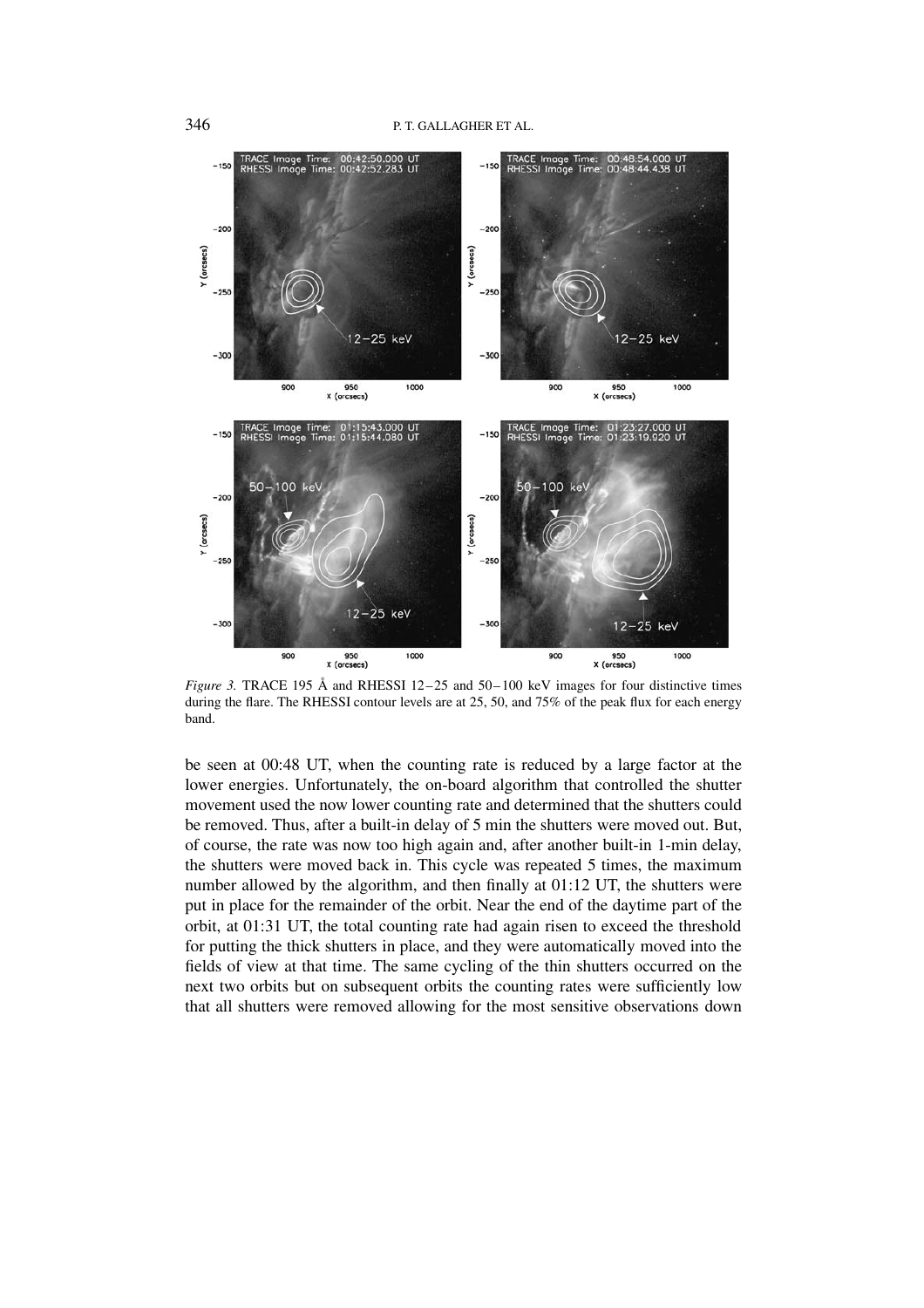*Figure 3.* TRACE 195 Å and RHESSI 12–25 and 50–100 keV images for four distinctive times during the flare. The RHESSI contour levels are at 25, 50, and 75% of the peak flux for each energy band.

be seen at 00:48 UT, when the counting rate is reduced by a large factor at the lower energies. Unfortunately, the on-board algorithm that controlled the shutter movement used the now lower counting rate and determined that the shutters could be removed. Thus, after a built-in delay of 5 min the shutters were moved out. But, of course, the rate was now too high again and, after another built-in 1-min delay, the shutters were moved back in. This cycle was repeated 5 times, the maximum number allowed by the algorithm, and then finally at 01:12 UT, the shutters were put in place for the remainder of the orbit. Near the end of the daytime part of the orbit, at 01:31 UT, the total counting rate had again risen to exceed the threshold for putting the thick shutters in place, and they were automatically moved into the fields of view at that time. The same cycling of the thin shutters occurred on the next two orbits but on subsequent orbits the counting rates were sufficiently low that all shutters were removed allowing for the most sensitive observations down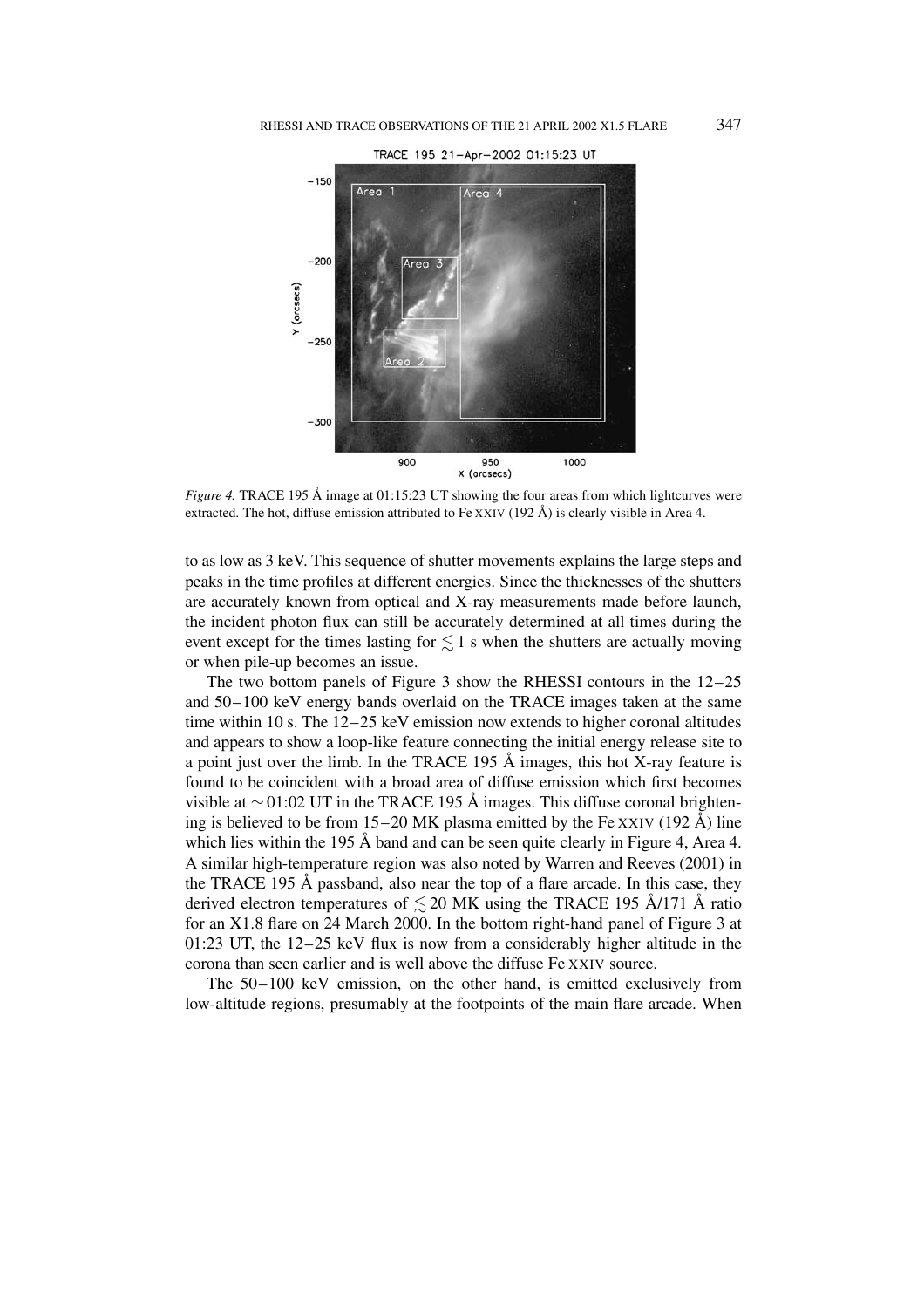*Figure 4.* TRACE 195 Å image at 01:15:23 UT showing the four areas from which lightcurves were extracted. The hot, diffuse emission attributed to Fe XXIV (192 Å) is clearly visible in Area 4.

to as low as 3 keV. This sequence of shutter movements explains the large steps and peaks in the time profiles at different energies. Since the thicknesses of the shutters are accurately known from optical and X-ray measurements made before launch, the incident photon flux can still be accurately determined at all times during the event except for the times lasting for $\lesssim 1$ s when the shutters are actually moving or when pile-up becomes an issue.

The two bottom panels of Figure 3 show the RHESSI contours in the 12–25 and 50–100 keV energy bands overlaid on the TRACE images taken at the same time within 10 s. The 12–25 keV emission now extends to higher coronal altitudes and appears to show a loop-like feature connecting the initial energy release site to a point just over the limb. In the TRACE 195 Å images, this hot X-ray feature is found to be coincident with a broad area of diffuse emission which first becomes visible at $\sim$ 01:02 UT in the TRACE 195 Å images. This diffuse coronal brightening is believed to be from 15–20 MK plasma emitted by the Fe XXIV (192 Å) line which lies within the 195 Å band and can be seen quite clearly in Figure 4, Area 4. A similar high-temperature region was also noted by Warren and Reeves (2001) in the TRACE 195 Å passband, also near the top of a flare arcade. In this case, they derived electron temperatures of $\lesssim 20$ MK using the TRACE 195 Å/171 Å ratio for an X1.8 flare on 24 March 2000. In the bottom right-hand panel of Figure 3 at 01:23 UT, the 12–25 keV flux is now from a considerably higher altitude in the corona than seen earlier and is well above the diffuse Fe XXIV source.

The 50–100 keV emission, on the other hand, is emitted exclusively from low-altitude regions, presumably at the footpoints of the main flare arcade. When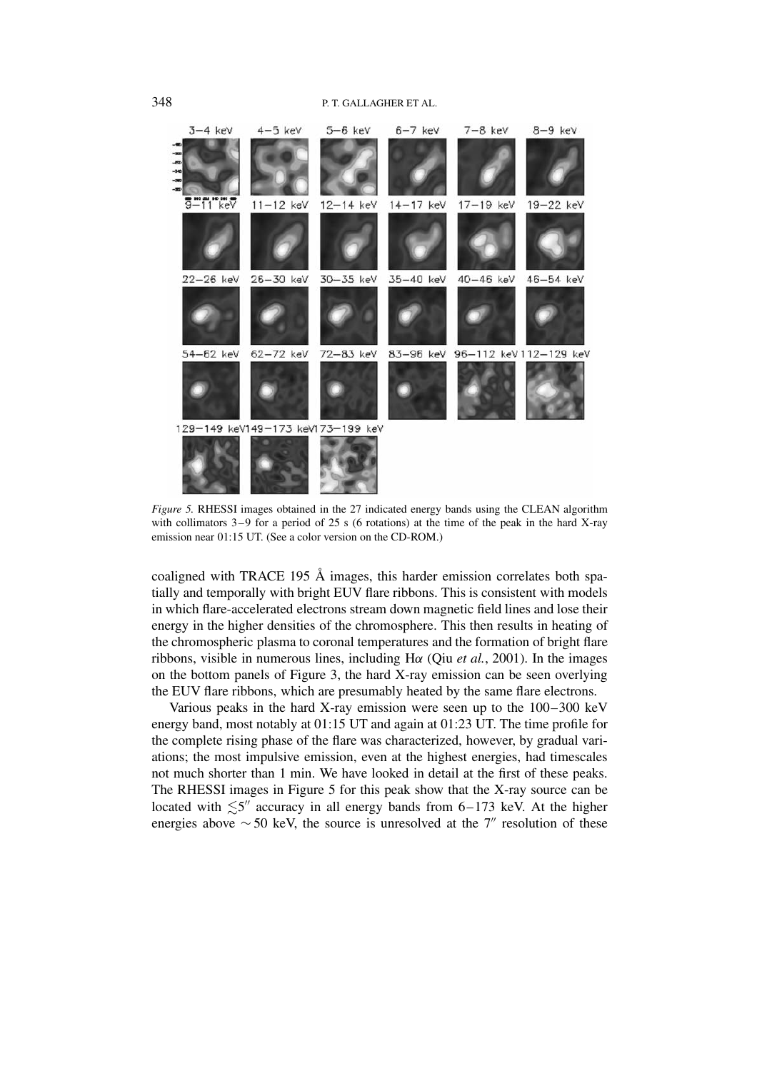*Figure 5.* RHESSI images obtained in the 27 indicated energy bands using the CLEAN algorithm with collimators 3–9 for a period of 25 s (6 rotations) at the time of the peak in the hard X-ray emission near 01:15 UT. (See a color version on the CD-ROM.)

coaligned with TRACE 195 Å images, this harder emission correlates both spatially and temporally with bright EUV flare ribbons. This is consistent with models in which flare-accelerated electrons stream down magnetic field lines and lose their energy in the higher densities of the chromosphere. This then results in heating of the chromospheric plasma to coronal temperatures and the formation of bright flare ribbons, visible in numerous lines, including H$\alpha$ (Qiu *et al.*, 2001). In the images on the bottom panels of Figure 3, the hard X-ray emission can be seen overlying the EUV flare ribbons, which are presumably heated by the same flare electrons.

Various peaks in the hard X-ray emission were seen up to the 100–300 keV energy band, most notably at 01:15 UT and again at 01:23 UT. The time profile for the complete rising phase of the flare was characterized, however, by gradual variations; the most impulsive emission, even at the highest energies, had timescales not much shorter than 1 min. We have looked in detail at the first of these peaks. The RHESSI images in Figure 5 for this peak show that the X-ray source can be located with $\lesssim 5''$ accuracy in all energy bands from 6–173 keV. At the higher energies above $\sim 50$ keV, the source is unresolved at the $7''$ resolution of these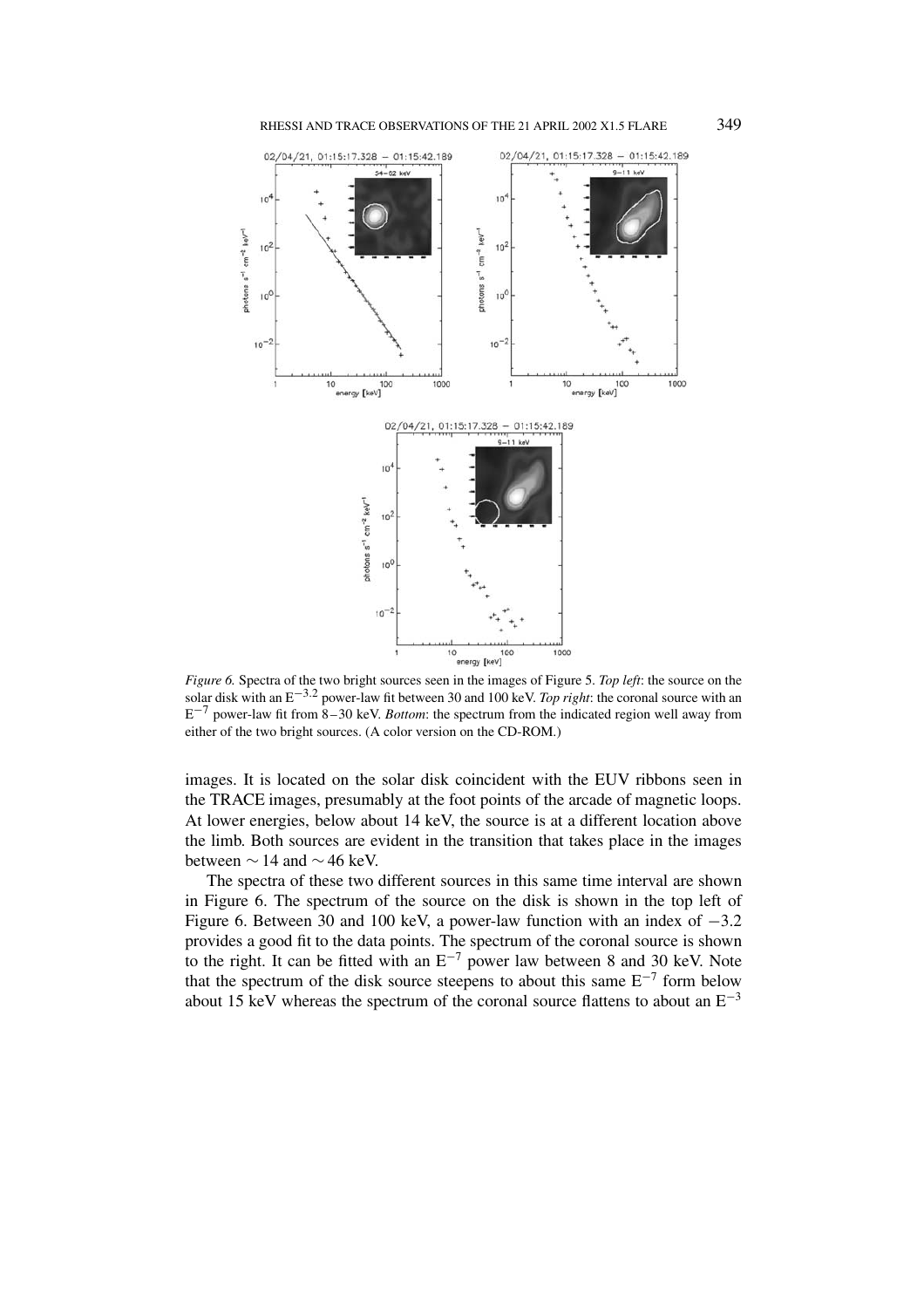*Figure 6.* Spectra of the two bright sources seen in the images of Figure 5. *Top left*: the source on the solar disk with an $E^{-3.2}$ power-law fit between 30 and 100 keV. *Top right*: the coronal source with an $E^{-7}$ power-law fit from 8–30 keV. *Bottom*: the spectrum from the indicated region well away from either of the two bright sources. (A color version on the CD-ROM.)

images. It is located on the solar disk coincident with the EUV ribbons seen in the TRACE images, presumably at the foot points of the arcade of magnetic loops. At lower energies, below about 14 keV, the source is at a different location above the limb. Both sources are evident in the transition that takes place in the images between $\sim 14$ and $\sim 46$ keV.

The spectra of these two different sources in this same time interval are shown in Figure 6. The spectrum of the source on the disk is shown in the top left of Figure 6. Between 30 and 100 keV, a power-law function with an index of $-3.2$ provides a good fit to the data points. The spectrum of the coronal source is shown to the right. It can be fitted with an $E^{-7}$ power law between 8 and 30 keV. Note that the spectrum of the disk source steepens to about this same $E^{-7}$ form below about 15 keV whereas the spectrum of the coronal source flattens to about an $E^{-3}$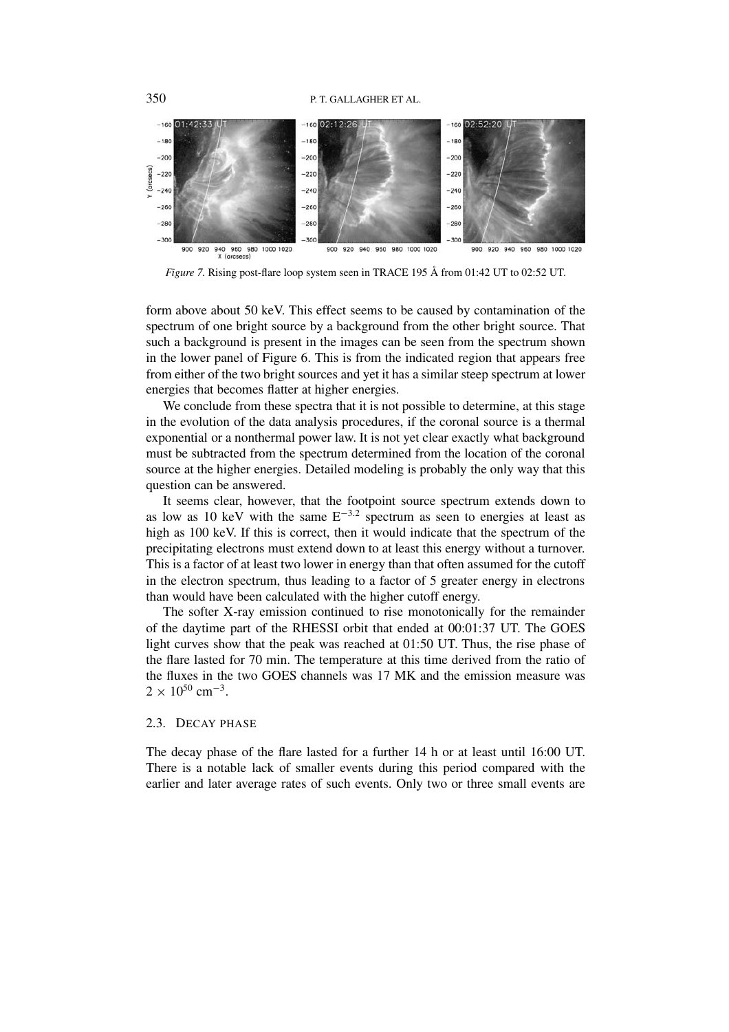*Figure 7.* Rising post-flare loop system seen in TRACE 195 Å from 01:42 UT to 02:52 UT.

form above about 50 keV. This effect seems to be caused by contamination of the spectrum of one bright source by a background from the other bright source. That such a background is present in the images can be seen from the spectrum shown in the lower panel of Figure 6. This is from the indicated region that appears free from either of the two bright sources and yet it has a similar steep spectrum at lower energies that becomes flatter at higher energies.

We conclude from these spectra that it is not possible to determine, at this stage in the evolution of the data analysis procedures, if the coronal source is a thermal exponential or a nonthermal power law. It is not yet clear exactly what background must be subtracted from the spectrum determined from the location of the coronal source at the higher energies. Detailed modeling is probably the only way that this question can be answered.

It seems clear, however, that the footpoint source spectrum extends down to as low as 10 keV with the same $E^{-3.2}$ spectrum as seen to energies at least as high as 100 keV. If this is correct, then it would indicate that the spectrum of the precipitating electrons must extend down to at least this energy without a turnover. This is a factor of at least two lower in energy than that often assumed for the cutoff in the electron spectrum, thus leading to a factor of 5 greater energy in electrons than would have been calculated with the higher cutoff energy.

The softer X-ray emission continued to rise monotonically for the remainder of the daytime part of the RHESSI orbit that ended at 00:01:37 UT. The GOES light curves show that the peak was reached at 01:50 UT. Thus, the rise phase of the flare lasted for 70 min. The temperature at this time derived from the ratio of the fluxes in the two GOES channels was 17 MK and the emission measure was $2 \times 10^{50}$ cm$^{-3}$.

### 2.3. Decay Phase

The decay phase of the flare lasted for a further 14 h or at least until 16:00 UT. There is a notable lack of smaller events during this period compared with the earlier and later average rates of such events. Only two or three small events are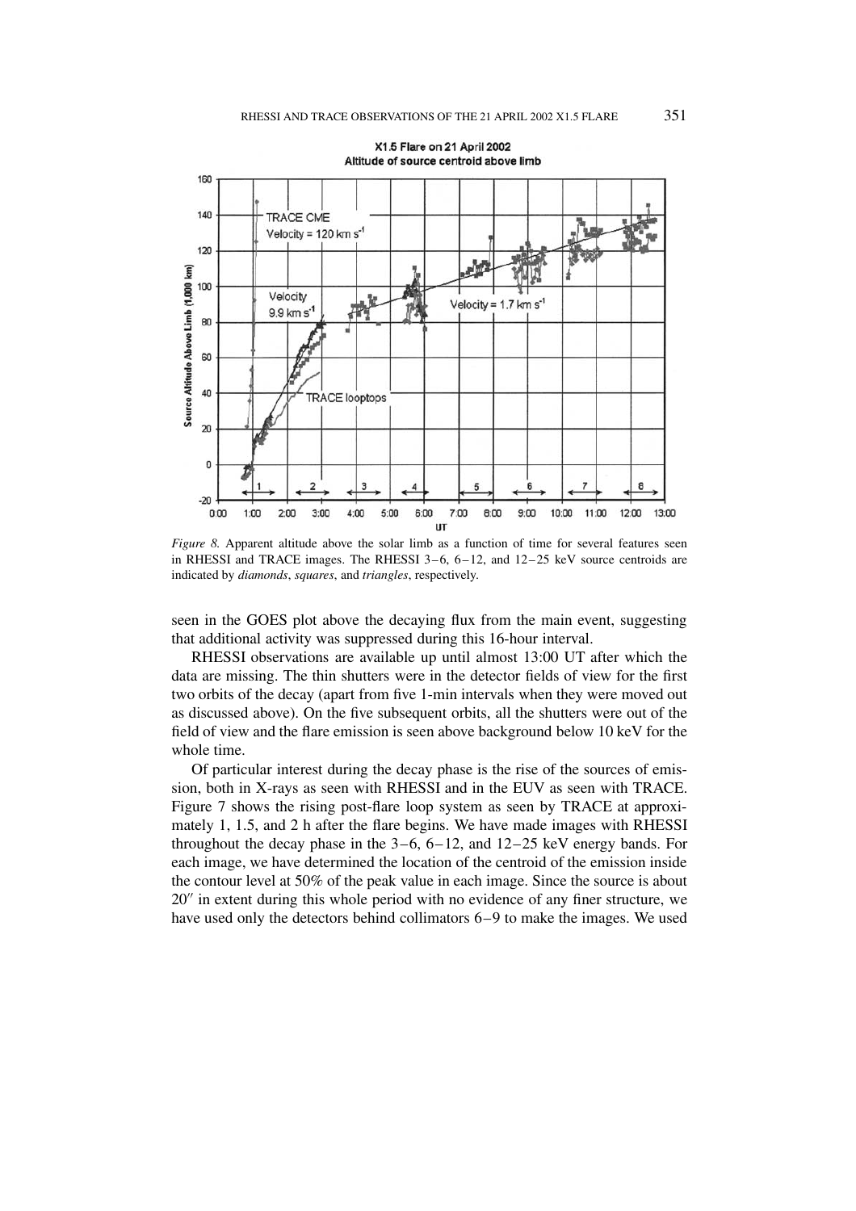*Figure 8.* Apparent altitude above the solar limb as a function of time for several features seen in RHESSI and TRACE images. The RHESSI 3–6, 6–12, and 12–25 keV source centroids are indicated by *diamonds*, *squares*, and *triangles*, respectively.

seen in the GOES plot above the decaying flux from the main event, suggesting that additional activity was suppressed during this 16-hour interval.

RHESSI observations are available up until almost 13:00 UT after which the data are missing. The thin shutters were in the detector fields of view for the first two orbits of the decay (apart from five 1-min intervals when they were moved out as discussed above). On the five subsequent orbits, all the shutters were out of the field of view and the flare emission is seen above background below 10 keV for the whole time.

Of particular interest during the decay phase is the rise of the sources of emission, both in X-rays as seen with RHESSI and in the EUV as seen with TRACE. Figure 7 shows the rising post-flare loop system as seen by TRACE at approximately 1, 1.5, and 2 h after the flare begins. We have made images with RHESSI throughout the decay phase in the 3–6, 6–12, and 12–25 keV energy bands. For each image, we have determined the location of the centroid of the emission inside the contour level at 50% of the peak value in each image. Since the source is about $20''$ in extent during this whole period with no evidence of any finer structure, we have used only the detectors behind collimators 6–9 to make the images. We used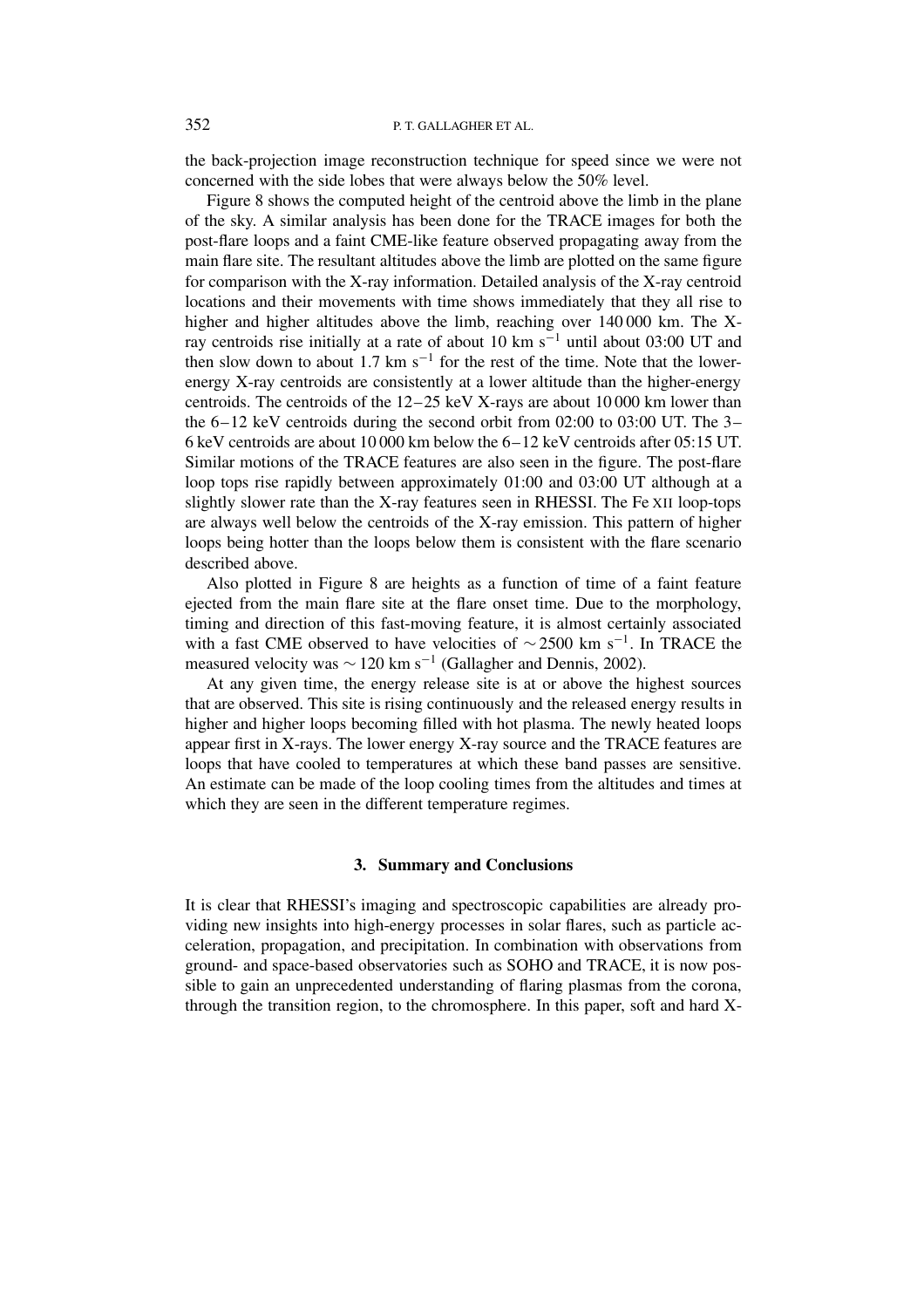the back-projection image reconstruction technique for speed since we were not concerned with the side lobes that were always below the 50% level.

Figure 8 shows the computed height of the centroid above the limb in the plane of the sky. A similar analysis has been done for the TRACE images for both the post-flare loops and a faint CME-like feature observed propagating away from the main flare site. The resultant altitudes above the limb are plotted on the same figure for comparison with the X-ray information. Detailed analysis of the X-ray centroid locations and their movements with time shows immediately that they all rise to higher and higher altitudes above the limb, reaching over 140 000 km. The X-ray centroids rise initially at a rate of about 10 km $s^{-1}$ until about 03:00 UT and then slow down to about 1.7 km $s^{-1}$ for the rest of the time. Note that the lower-energy X-ray centroids are consistently at a lower altitude than the higher-energy centroids. The centroids of the 12–25 keV X-rays are about 10 000 km lower than the 6–12 keV centroids during the second orbit from 02:00 to 03:00 UT. The 3–6 keV centroids are about 10 000 km below the 6–12 keV centroids after 05:15 UT. Similar motions of the TRACE features are also seen in the figure. The post-flare loop tops rise rapidly between approximately 01:00 and 03:00 UT although at a slightly slower rate than the X-ray features seen in RHESSI. The Fe XII loop-tops are always well below the centroids of the X-ray emission. This pattern of higher loops being hotter than the loops below them is consistent with the flare scenario described above.

Also plotted in Figure 8 are heights as a function of time of a faint feature ejected from the main flare site at the flare onset time. Due to the morphology, timing and direction of this fast-moving feature, it is almost certainly associated with a fast CME observed to have velocities of $\sim$2500 km $s^{-1}$. In TRACE the measured velocity was $\sim$120 km $s^{-1}$ (Gallagher and Dennis, 2002).

At any given time, the energy release site is at or above the highest sources that are observed. This site is rising continuously and the released energy results in higher and higher loops becoming filled with hot plasma. The newly heated loops appear first in X-rays. The lower energy X-ray source and the TRACE features are loops that have cooled to temperatures at which these band passes are sensitive. An estimate can be made of the loop cooling times from the altitudes and times at which they are seen in the different temperature regimes.

## 3. Summary and Conclusions

It is clear that RHESSI's imaging and spectroscopic capabilities are already providing new insights into high-energy processes in solar flares, such as particle acceleration, propagation, and precipitation. In combination with observations from ground- and space-based observatories such as SOHO and TRACE, it is now possible to gain an unprecedented understanding of flaring plasmas from the corona, through the transition region, to the chromosphere. In this paper, soft and hard X-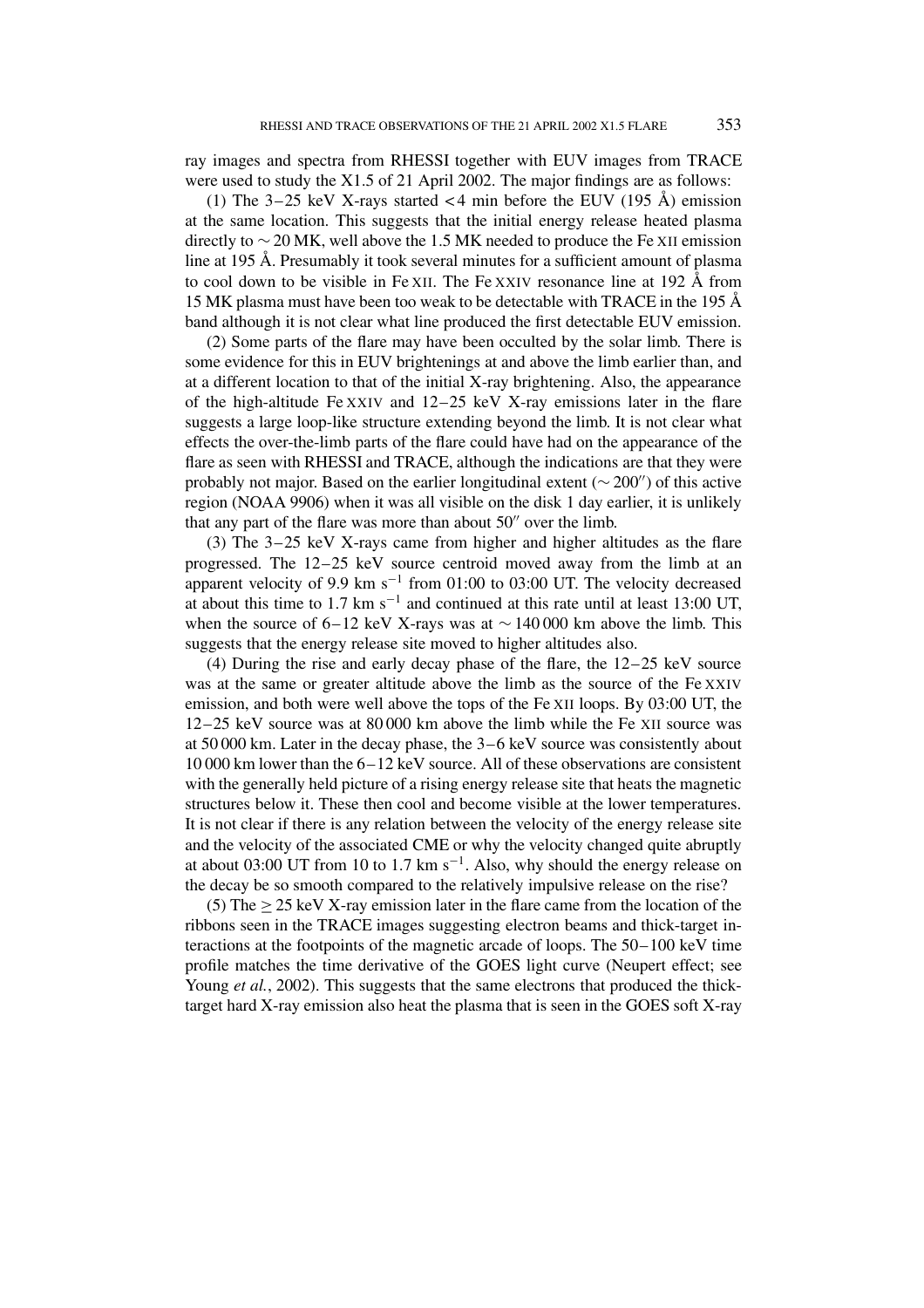ray images and spectra from RHESSI together with EUV images from TRACE were used to study the X1.5 of 21 April 2002. The major findings are as follows:

(1) The 3–25 keV X-rays started $<4$ min before the EUV (195 Å) emission at the same location. This suggests that the initial energy release heated plasma directly to $\sim 20$ MK, well above the 1.5 MK needed to produce the Fe XII emission line at 195 Å. Presumably it took several minutes for a sufficient amount of plasma to cool down to be visible in Fe XII. The Fe XXIV resonance line at 192 Å from 15 MK plasma must have been too weak to be detectable with TRACE in the 195 Å band although it is not clear what line produced the first detectable EUV emission.

(2) Some parts of the flare may have been occulted by the solar limb. There is some evidence for this in EUV brightenings at and above the limb earlier than, and at a different location to that of the initial X-ray brightening. Also, the appearance of the high-altitude Fe XXIV and 12–25 keV X-ray emissions later in the flare suggests a large loop-like structure extending beyond the limb. It is not clear what effects the over-the-limb parts of the flare could have had on the appearance of the flare as seen with RHESSI and TRACE, although the indications are that they were probably not major. Based on the earlier longitudinal extent ($\sim 200''$) of this active region (NOAA 9906) when it was all visible on the disk 1 day earlier, it is unlikely that any part of the flare was more than about $50''$ over the limb.

(3) The 3–25 keV X-rays came from higher and higher altitudes as the flare progressed. The 12–25 keV source centroid moved away from the limb at an apparent velocity of 9.9 km s$^{-1}$ from 01:00 to 03:00 UT. The velocity decreased at about this time to 1.7 km s$^{-1}$ and continued at this rate until at least 13:00 UT, when the source of 6–12 keV X-rays was at $\sim 140\,000$ km above the limb. This suggests that the energy release site moved to higher altitudes also.

(4) During the rise and early decay phase of the flare, the 12–25 keV source was at the same or greater altitude above the limb as the source of the Fe XXIV emission, and both were well above the tops of the Fe XII loops. By 03:00 UT, the 12–25 keV source was at 80 000 km above the limb while the Fe XII source was at 50 000 km. Later in the decay phase, the 3–6 keV source was consistently about 10 000 km lower than the 6–12 keV source. All of these observations are consistent with the generally held picture of a rising energy release site that heats the magnetic structures below it. These then cool and become visible at the lower temperatures. It is not clear if there is any relation between the velocity of the energy release site and the velocity of the associated CME or why the velocity changed quite abruptly at about 03:00 UT from 10 to 1.7 km s$^{-1}$. Also, why should the energy release on the decay be so smooth compared to the relatively impulsive release on the rise?

(5) The $\geq 25$ keV X-ray emission later in the flare came from the location of the ribbons seen in the TRACE images suggesting electron beams and thick-target interactions at the footpoints of the magnetic arcade of loops. The 50–100 keV time profile matches the time derivative of the GOES light curve (Neupert effect; see Young *et al.*, 2002). This suggests that the same electrons that produced the thick-target hard X-ray emission also heat the plasma that is seen in the GOES soft X-ray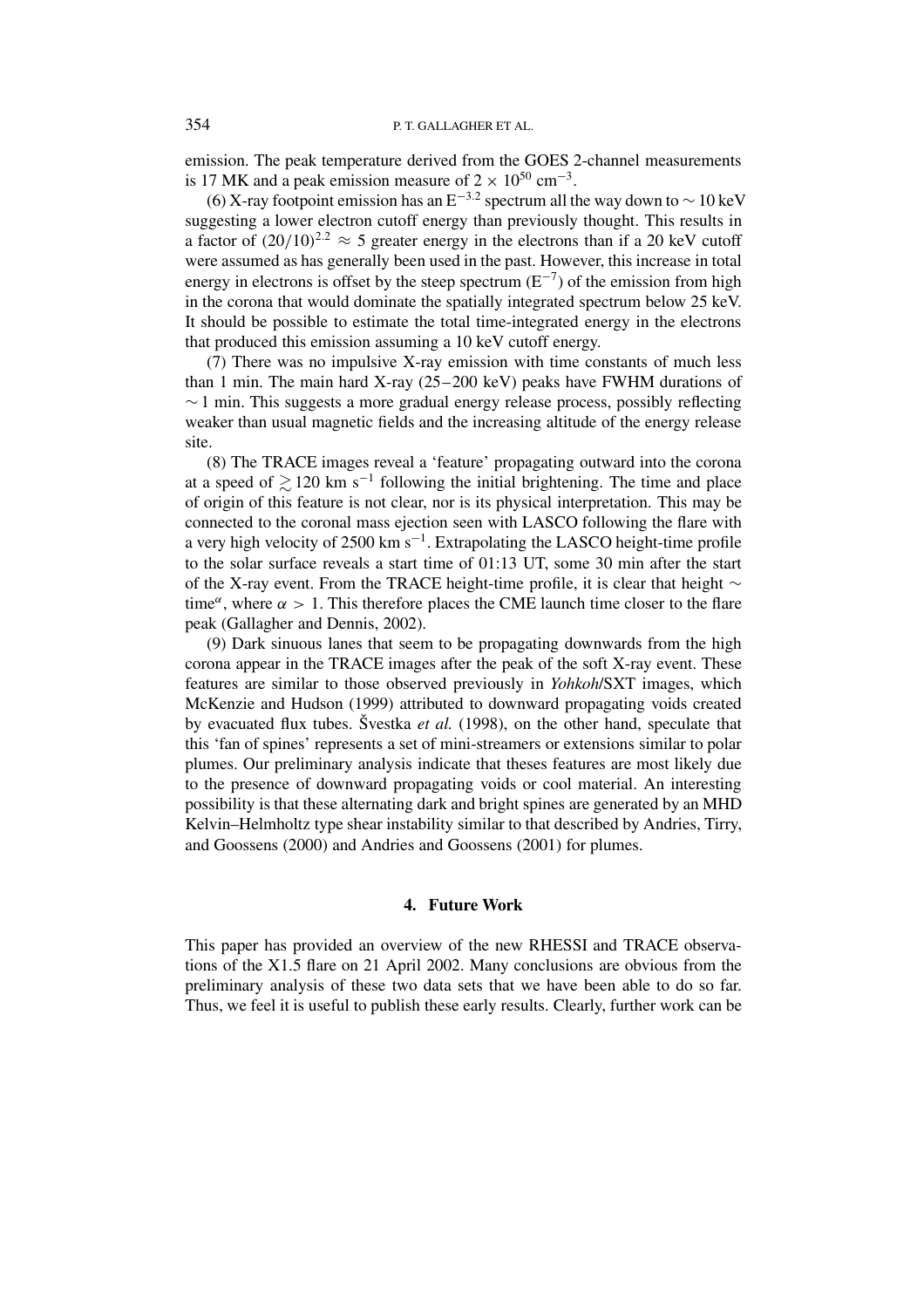emission. The peak temperature derived from the GOES 2-channel measurements is 17 MK and a peak emission measure of $2 \times 10^{50}$ cm$^{-3}$.

(6) X-ray footpoint emission has an $E^{-3.2}$ spectrum all the way down to $\sim 10$ keV suggesting a lower electron cutoff energy than previously thought. This results in a factor of $(20/10)^{2.2} \approx 5$ greater energy in the electrons than if a 20 keV cutoff were assumed as has generally been used in the past. However, this increase in total energy in electrons is offset by the steep spectrum ($E^{-7}$) of the emission from high in the corona that would dominate the spatially integrated spectrum below 25 keV. It should be possible to estimate the total time-integrated energy in the electrons that produced this emission assuming a 10 keV cutoff energy.

(7) There was no impulsive X-ray emission with time constants of much less than 1 min. The main hard X-ray (25–200 keV) peaks have FWHM durations of $\sim 1$ min. This suggests a more gradual energy release process, possibly reflecting weaker than usual magnetic fields and the increasing altitude of the energy release site.

(8) The TRACE images reveal a 'feature' propagating outward into the corona at a speed of $\gtrsim 120$ km s$^{-1}$ following the initial brightening. The time and place of origin of this feature is not clear, nor is its physical interpretation. This may be connected to the coronal mass ejection seen with LASCO following the flare with a very high velocity of 2500 km s$^{-1}$. Extrapolating the LASCO height-time profile to the solar surface reveals a start time of 01:13 UT, some 30 min after the start of the X-ray event. From the TRACE height-time profile, it is clear that height $\sim$ time$^{\alpha}$, where $\alpha > 1$. This therefore places the CME launch time closer to the flare peak (Gallagher and Dennis, 2002).

(9) Dark sinuous lanes that seem to be propagating downwards from the high corona appear in the TRACE images after the peak of the soft X-ray event. These features are similar to those observed previously in *Yohkoh*/SXT images, which McKenzie and Hudson (1999) attributed to downward propagating voids created by evacuated flux tubes. Švestka *et al.* (1998), on the other hand, speculate that this 'fan of spines' represents a set of mini-streamers or extensions similar to polar plumes. Our preliminary analysis indicate that theses features are most likely due to the presence of downward propagating voids or cool material. An interesting possibility is that these alternating dark and bright spines are generated by an MHD Kelvin–Helmholtz type shear instability similar to that described by Andries, Tirry, and Goossens (2000) and Andries and Goossens (2001) for plumes.

## 4. Future Work

This paper has provided an overview of the new RHESSI and TRACE observations of the X1.5 flare on 21 April 2002. Many conclusions are obvious from the preliminary analysis of these two data sets that we have been able to do so far. Thus, we feel it is useful to publish these early results. Clearly, further work can be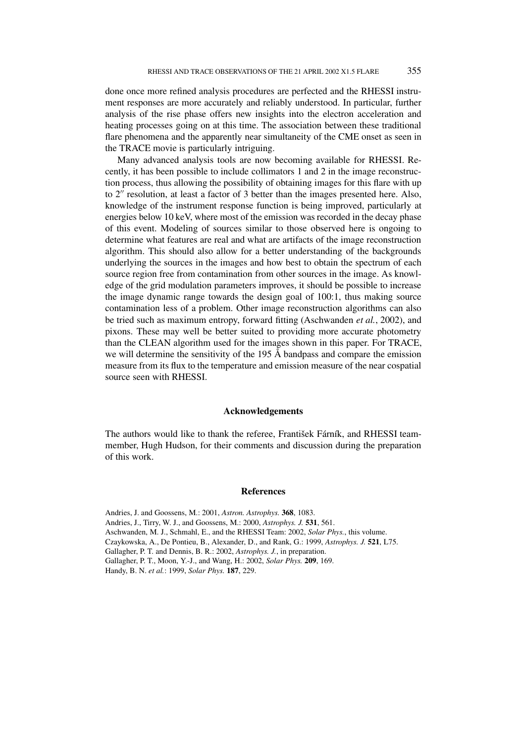done once more refined analysis procedures are perfected and the RHESSI instrument responses are more accurately and reliably understood. In particular, further analysis of the rise phase offers new insights into the electron acceleration and heating processes going on at this time. The association between these traditional flare phenomena and the apparently near simultaneity of the CME onset as seen in the TRACE movie is particularly intriguing.

Many advanced analysis tools are now becoming available for RHESSI. Recently, it has been possible to include collimators 1 and 2 in the image reconstruction process, thus allowing the possibility of obtaining images for this flare with up to $2''$ resolution, at least a factor of 3 better than the images presented here. Also, knowledge of the instrument response function is being improved, particularly at energies below 10 keV, where most of the emission was recorded in the decay phase of this event. Modeling of sources similar to those observed here is ongoing to determine what features are real and what are artifacts of the image reconstruction algorithm. This should also allow for a better understanding of the backgrounds underlying the sources in the images and how best to obtain the spectrum of each source region free from contamination from other sources in the image. As knowledge of the grid modulation parameters improves, it should be possible to increase the image dynamic range towards the design goal of 100:1, thus making source contamination less of a problem. Other image reconstruction algorithms can also be tried such as maximum entropy, forward fitting (Aschwanden *et al.*, 2002), and pixons. These may well be better suited to providing more accurate photometry than the CLEAN algorithm used for the images shown in this paper. For TRACE, we will determine the sensitivity of the 195 Å bandpass and compare the emission measure from its flux to the temperature and emission measure of the near cospatial source seen with RHESSI.

## Acknowledgements

The authors would like to thank the referee, František Fárník, and RHESSI team-member, Hugh Hudson, for their comments and discussion during the preparation of this work.

## References

Andries, J. and Goossens, M.: 2001, *Astron. Astrophys.* **368**, 1083.
Andries, J., Tirry, W. J., and Goossens, M.: 2000, *Astrophys. J.* **531**, 561.
Aschwanden, M. J., Schmahl, E., and the RHESSI Team: 2002, *Solar Phys.*, this volume.
Czaykowska, A., De Pontieu, B., Alexander, D., and Rank, G.: 1999, *Astrophys. J.* **521**, L75.
Gallagher, P. T. and Dennis, B. R.: 2002, *Astrophys. J.*, in preparation.
Gallagher, P. T., Moon, Y.-J., and Wang, H.: 2002, *Solar Phys.* **209**, 169.
Handy, B. N. *et al.*: 1999, *Solar Phys.* **187**, 229.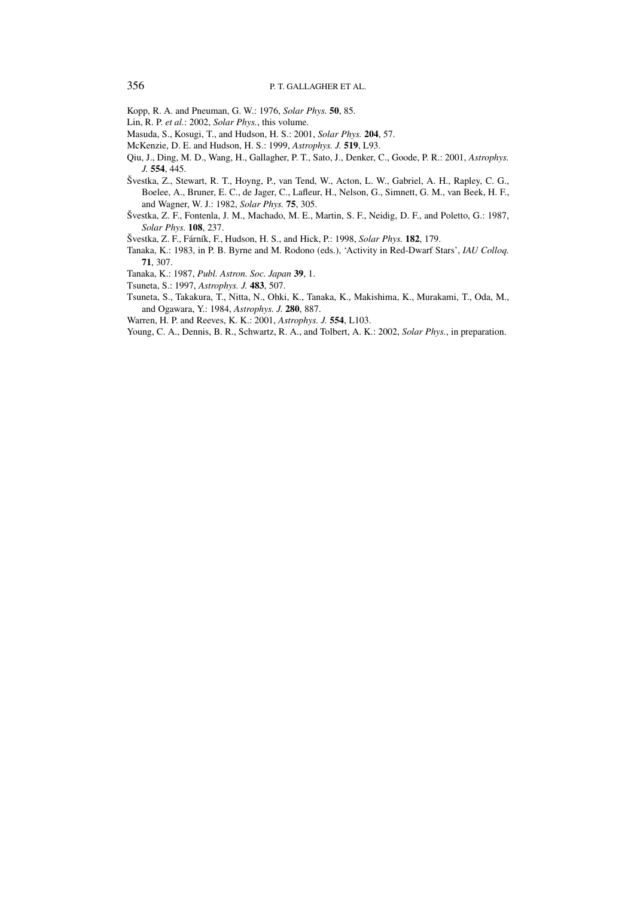Kopp, R. A. and Pneuman, G. W.: 1976, *Solar Phys.* **50**, 85.

Lin, R. P. *et al.*: 2002, *Solar Phys.*, this volume.

Masuda, S., Kosugi, T., and Hudson, H. S.: 2001, *Solar Phys.* **204**, 57.

McKenzie, D. E. and Hudson, H. S.: 1999, *Astrophys. J.* **519**, L93.

Qiu, J., Ding, M. D., Wang, H., Gallagher, P. T., Sato, J., Denker, C., Goode, P. R.: 2001, *Astrophys. J.* **554**, 445.

Švestka, Z., Stewart, R. T., Hoyng, P., van Tend, W., Acton, L. W., Gabriel, A. H., Rapley, C. G., Boelee, A., Bruner, E. C., de Jager, C., Lafleur, H., Nelson, G., Simnett, G. M., van Beek, H. F., and Wagner, W. J.: 1982, *Solar Phys.* **75**, 305.

Švestka, Z. F., Fontenla, J. M., Machado, M. E., Martin, S. F., Neidig, D. F., and Poletto, G.: 1987, *Solar Phys.* **108**, 237.

Švestka, Z. F., Fárník, F., Hudson, H. S., and Hick, P.: 1998, *Solar Phys.* **182**, 179.

Tanaka, K.: 1983, in P. B. Byrne and M. Rodono (eds.), 'Activity in Red-Dwarf Stars', *IAU Colloq.* **71**, 307.

Tanaka, K.: 1987, *Publ. Astron. Soc. Japan* **39**, 1.

Tsuneta, S.: 1997, *Astrophys. J.* **483**, 507.

Tsuneta, S., Takakura, T., Nitta, N., Ohki, K., Tanaka, K., Makishima, K., Murakami, T., Oda, M., and Ogawara, Y.: 1984, *Astrophys. J.* **280**, 887.

Warren, H. P. and Reeves, K. K.: 2001, *Astrophys. J.* **554**, L103.

Young, C. A., Dennis, B. R., Schwartz, R. A., and Tolbert, A. K.: 2002, *Solar Phys.*, in preparation.